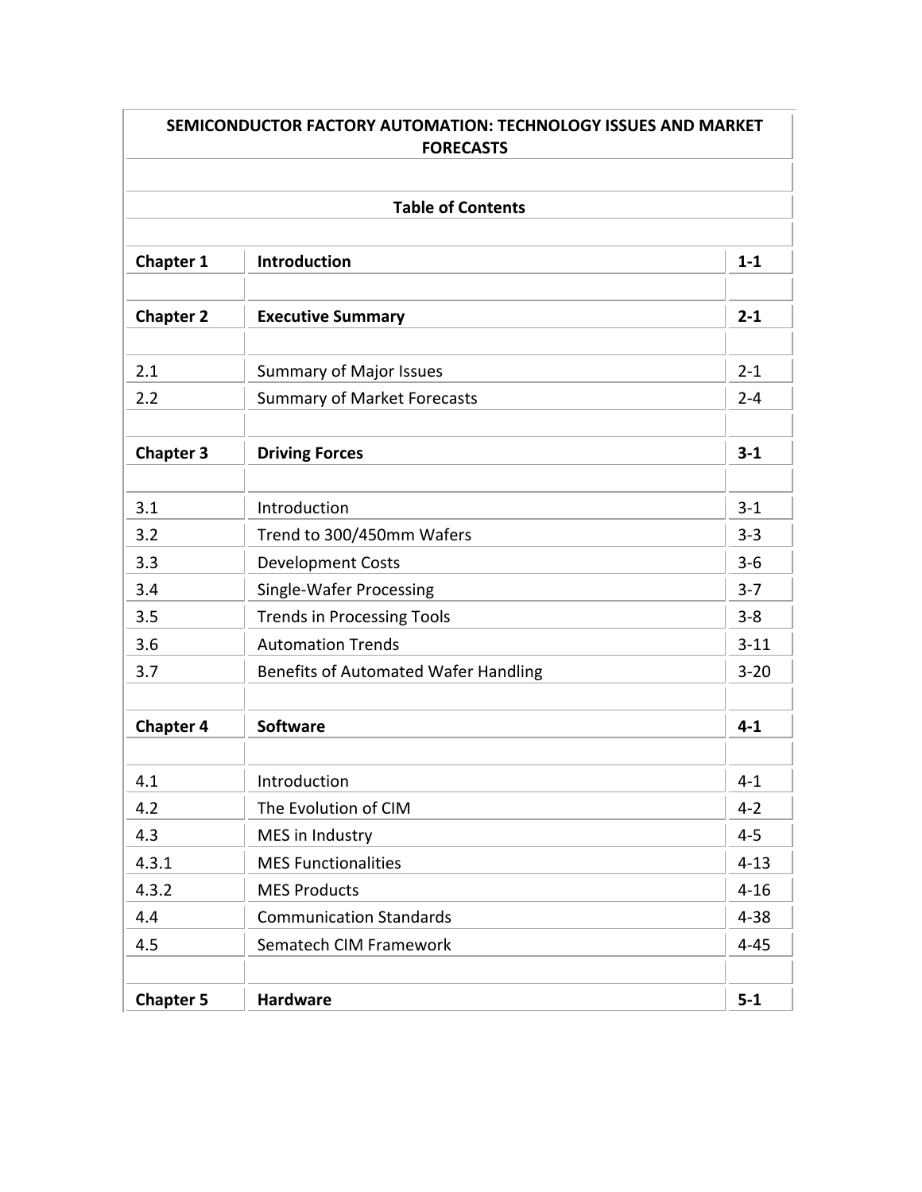# SEMICONDUCTOR FACTORY AUTOMATION: TECHNOLOGY ISSUES AND MARKET FORECASTS

## Table of Contents

| | | |
|---|---|---|
| **Chapter 1** | **Introduction** | **1-1** |
| | | |
| **Chapter 2** | **Executive Summary** | **2-1** |
| | | |
| 2.1 | Summary of Major Issues | 2-1 |
| 2.2 | Summary of Market Forecasts | 2-4 |
| | | |
| **Chapter 3** | **Driving Forces** | **3-1** |
| | | |
| 3.1 | Introduction | 3-1 |
| 3.2 | Trend to 300/450mm Wafers | 3-3 |
| 3.3 | Development Costs | 3-6 |
| 3.4 | Single-Wafer Processing | 3-7 |
| 3.5 | Trends in Processing Tools | 3-8 |
| 3.6 | Automation Trends | 3-11 |
| 3.7 | Benefits of Automated Wafer Handling | 3-20 |
| | | |
| **Chapter 4** | **Software** | **4-1** |
| | | |
| 4.1 | Introduction | 4-1 |
| 4.2 | The Evolution of CIM | 4-2 |
| 4.3 | MES in Industry | 4-5 |
| 4.3.1 | MES Functionalities | 4-13 |
| 4.3.2 | MES Products | 4-16 |
| 4.4 | Communication Standards | 4-38 |
| 4.5 | Sematech CIM Framework | 4-45 |
| | | |
| **Chapter 5** | **Hardware** | **5-1** |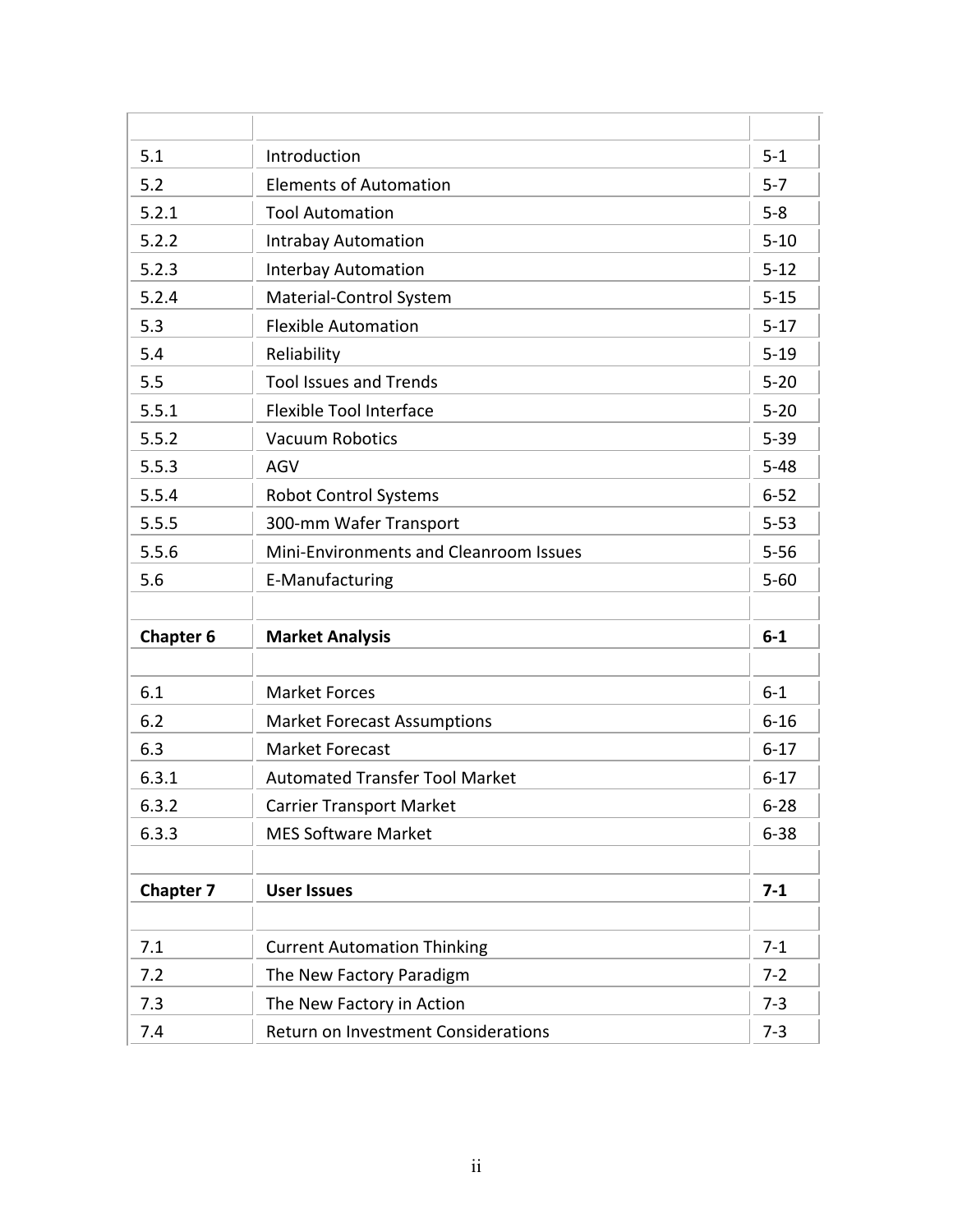| | | |
|---|---|---|
| 5.1 | Introduction | 5-1 |
| 5.2 | Elements of Automation | 5-7 |
| 5.2.1 | Tool Automation | 5-8 |
| 5.2.2 | Intrabay Automation | 5-10 |
| 5.2.3 | Interbay Automation | 5-12 |
| 5.2.4 | Material-Control System | 5-15 |
| 5.3 | Flexible Automation | 5-17 |
| 5.4 | Reliability | 5-19 |
| 5.5 | Tool Issues and Trends | 5-20 |
| 5.5.1 | Flexible Tool Interface | 5-20 |
| 5.5.2 | Vacuum Robotics | 5-39 |
| 5.5.3 | AGV | 5-48 |
| 5.5.4 | Robot Control Systems | 6-52 |
| 5.5.5 | 300-mm Wafer Transport | 5-53 |
| 5.5.6 | Mini-Environments and Cleanroom Issues | 5-56 |
| 5.6 | E-Manufacturing | 5-60 |
| | | |
| **Chapter 6** | **Market Analysis** | **6-1** |
| | | |
| 6.1 | Market Forces | 6-1 |
| 6.2 | Market Forecast Assumptions | 6-16 |
| 6.3 | Market Forecast | 6-17 |
| 6.3.1 | Automated Transfer Tool Market | 6-17 |
| 6.3.2 | Carrier Transport Market | 6-28 |
| 6.3.3 | MES Software Market | 6-38 |
| | | |
| **Chapter 7** | **User Issues** | **7-1** |
| | | |
| 7.1 | Current Automation Thinking | 7-1 |
| 7.2 | The New Factory Paradigm | 7-2 |
| 7.3 | The New Factory in Action | 7-3 |
| 7.4 | Return on Investment Considerations | 7-3 |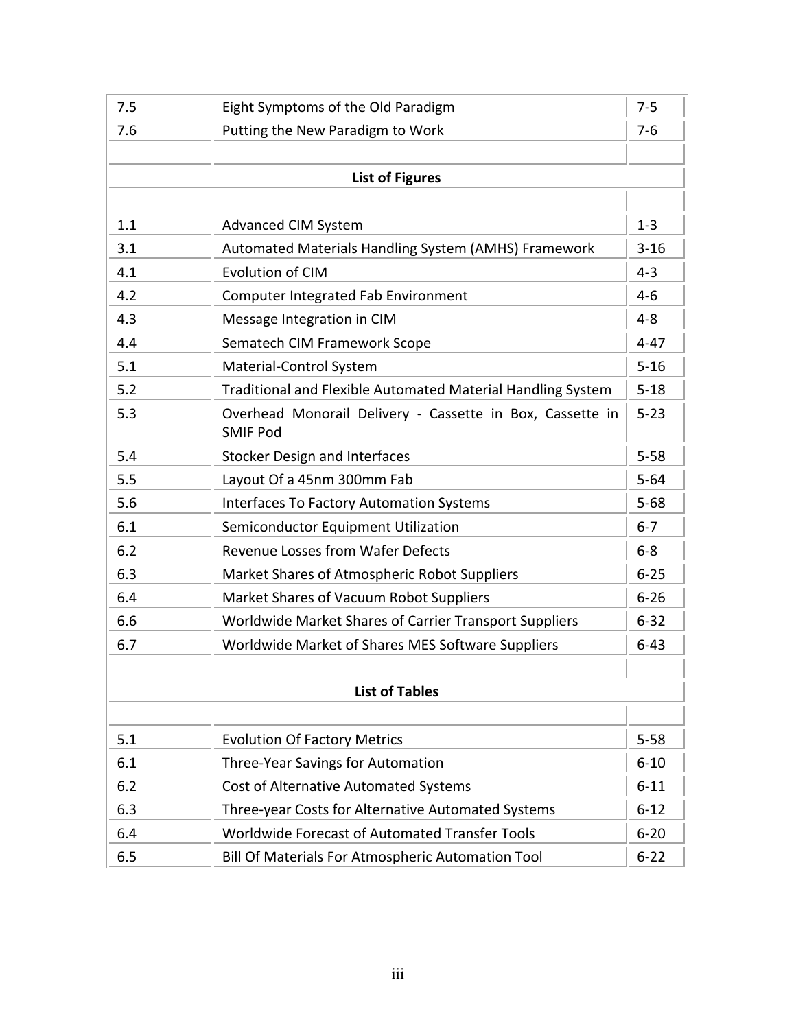| | | |
|---|---|---|
| 7.5 | Eight Symptoms of the Old Paradigm | 7-5 |
| 7.6 | Putting the New Paradigm to Work | 7-6 |

## List of Figures

| | | |
|---|---|---|
| 1.1 | Advanced CIM System | 1-3 |
| 3.1 | Automated Materials Handling System (AMHS) Framework | 3-16 |
| 4.1 | Evolution of CIM | 4-3 |
| 4.2 | Computer Integrated Fab Environment | 4-6 |
| 4.3 | Message Integration in CIM | 4-8 |
| 4.4 | Sematech CIM Framework Scope | 4-47 |
| 5.1 | Material-Control System | 5-16 |
| 5.2 | Traditional and Flexible Automated Material Handling System | 5-18 |
| 5.3 | Overhead Monorail Delivery - Cassette in Box, Cassette in SMIF Pod | 5-23 |
| 5.4 | Stocker Design and Interfaces | 5-58 |
| 5.5 | Layout Of a 45nm 300mm Fab | 5-64 |
| 5.6 | Interfaces To Factory Automation Systems | 5-68 |
| 6.1 | Semiconductor Equipment Utilization | 6-7 |
| 6.2 | Revenue Losses from Wafer Defects | 6-8 |
| 6.3 | Market Shares of Atmospheric Robot Suppliers | 6-25 |
| 6.4 | Market Shares of Vacuum Robot Suppliers | 6-26 |
| 6.6 | Worldwide Market Shares of Carrier Transport Suppliers | 6-32 |
| 6.7 | Worldwide Market of Shares MES Software Suppliers | 6-43 |

## List of Tables

| | | |
|---|---|---|
| 5.1 | Evolution Of Factory Metrics | 5-58 |
| 6.1 | Three-Year Savings for Automation | 6-10 |
| 6.2 | Cost of Alternative Automated Systems | 6-11 |
| 6.3 | Three-year Costs for Alternative Automated Systems | 6-12 |
| 6.4 | Worldwide Forecast of Automated Transfer Tools | 6-20 |
| 6.5 | Bill Of Materials For Atmospheric Automation Tool | 6-22 |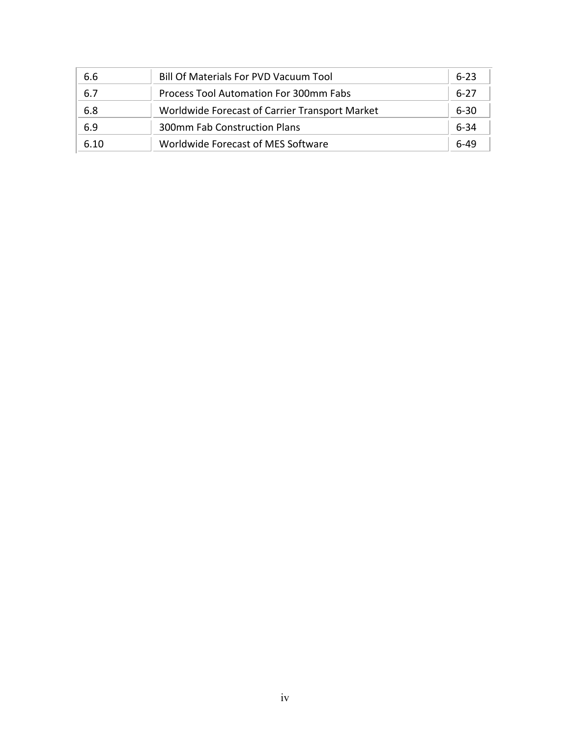| | | |
|---|---|---|
| 6.6 | Bill Of Materials For PVD Vacuum Tool | 6-23 |
| 6.7 | Process Tool Automation For 300mm Fabs | 6-27 |
| 6.8 | Worldwide Forecast of Carrier Transport Market | 6-30 |
| 6.9 | 300mm Fab Construction Plans | 6-34 |
| 6.10 | Worldwide Forecast of MES Software | 6-49 |